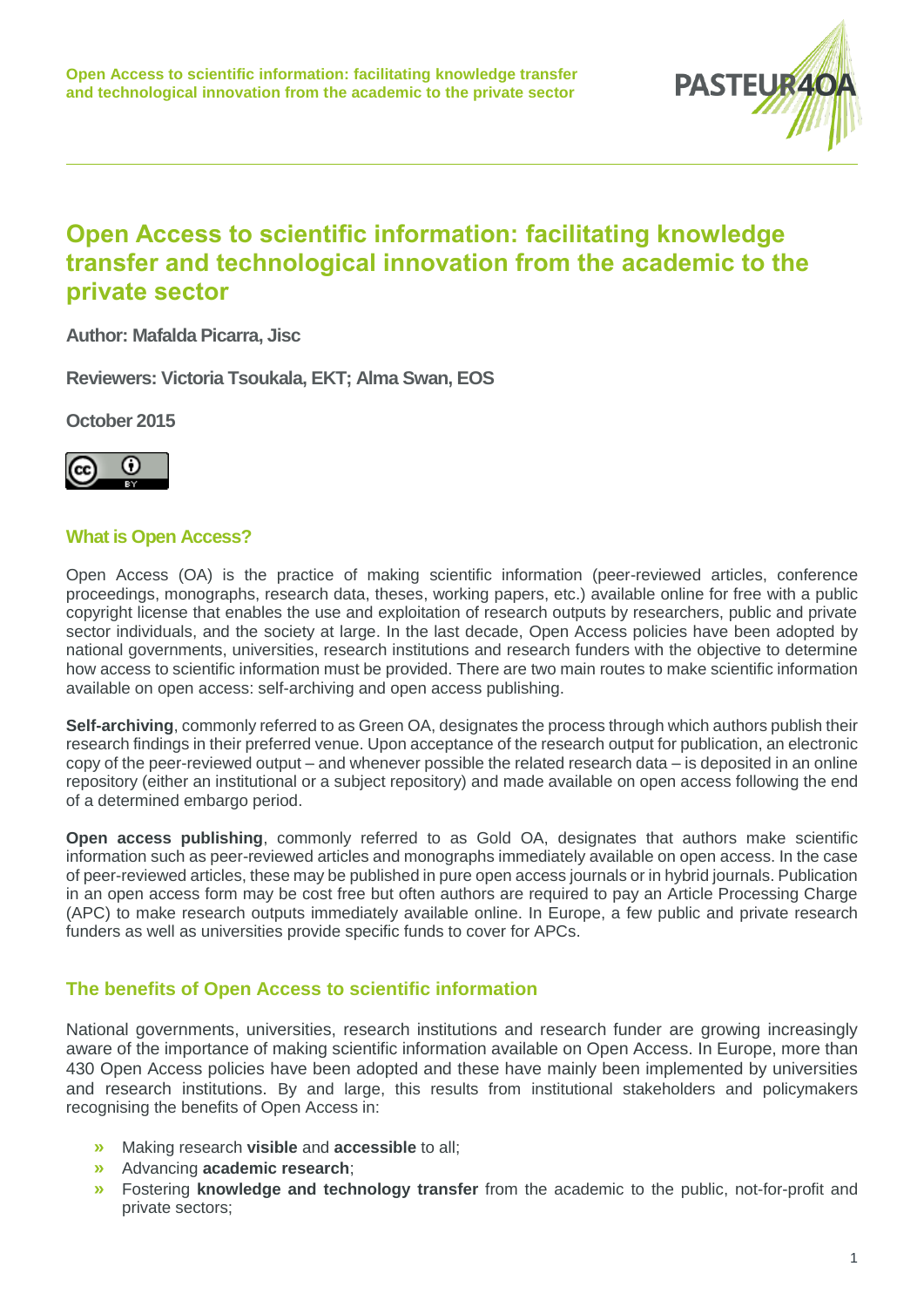# Open Access to scientific information: facilitating knowledge transfer and technological innovation from the academic to the private sector

**Author: Mafalda Picarra, Jisc**

**Reviewers: Victoria Tsoukala, EKT; Alma Swan, EOS**

**October 2015**

## What is Open Access?

Open Access (OA) is the practice of making scientific information (peer-reviewed articles, conference proceedings, monographs, research data, theses, working papers, etc.) available online for free with a public copyright license that enables the use and exploitation of research outputs by researchers, public and private sector individuals, and the society at large. In the last decade, Open Access policies have been adopted by national governments, universities, research institutions and research funders with the objective to determine how access to scientific information must be provided. There are two main routes to make scientific information available on open access: self-archiving and open access publishing.

**Self-archiving**, commonly referred to as Green OA, designates the process through which authors publish their research findings in their preferred venue. Upon acceptance of the research output for publication, an electronic copy of the peer-reviewed output – and whenever possible the related research data – is deposited in an online repository (either an institutional or a subject repository) and made available on open access following the end of a determined embargo period.

**Open access publishing**, commonly referred to as Gold OA, designates that authors make scientific information such as peer-reviewed articles and monographs immediately available on open access. In the case of peer-reviewed articles, these may be published in pure open access journals or in hybrid journals. Publication in an open access form may be cost free but often authors are required to pay an Article Processing Charge (APC) to make research outputs immediately available online. In Europe, a few public and private research funders as well as universities provide specific funds to cover for APCs.

## The benefits of Open Access to scientific information

National governments, universities, research institutions and research funder are growing increasingly aware of the importance of making scientific information available on Open Access. In Europe, more than 430 Open Access policies have been adopted and these have mainly been implemented by universities and research institutions. By and large, this results from institutional stakeholders and policymakers recognising the benefits of Open Access in:

- Making research **visible** and **accessible** to all;
- Advancing **academic research**;
- Fostering **knowledge and technology transfer** from the academic to the public, not-for-profit and private sectors;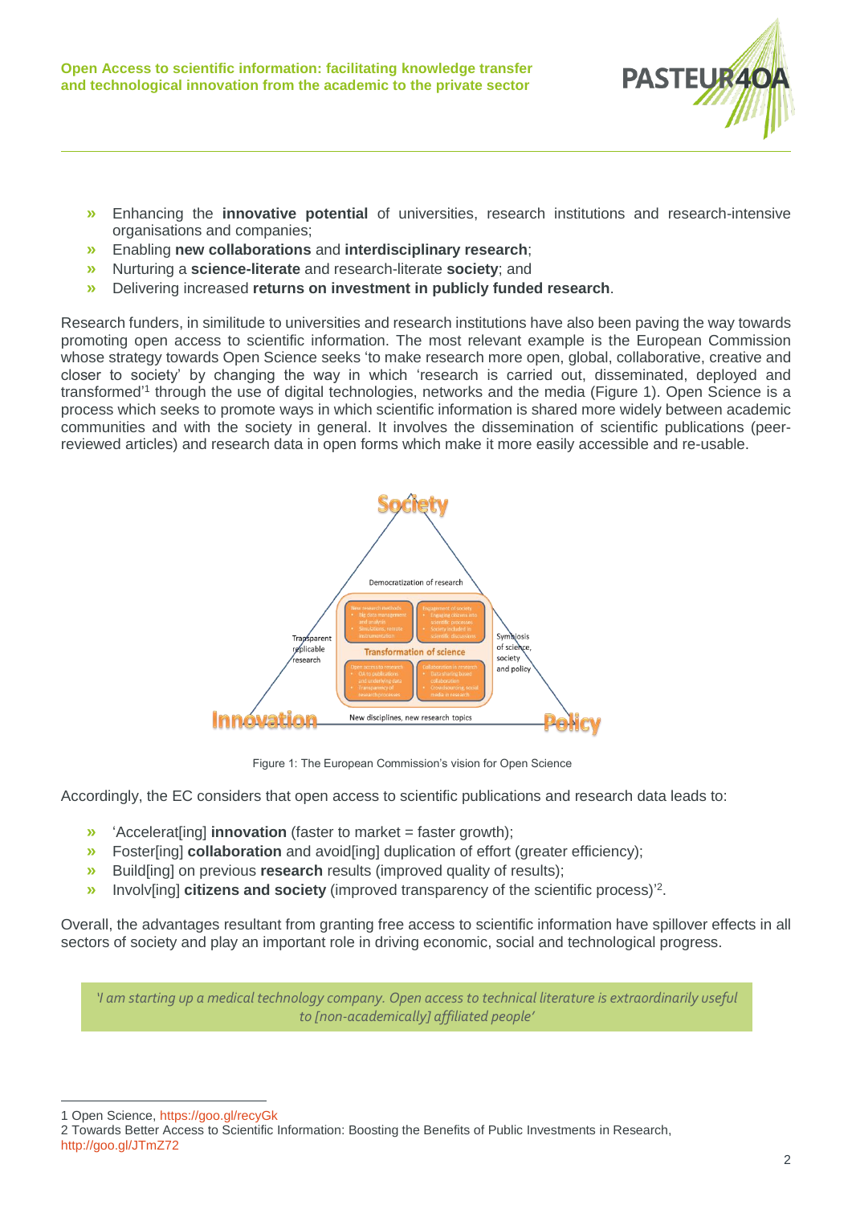- Enhancing the **innovative potential** of universities, research institutions and research-intensive organisations and companies;
- Enabling **new collaborations** and **interdisciplinary research**;
- Nurturing a **science-literate** and research-literate **society**; and
- Delivering increased **returns on investment in publicly funded research**.

Research funders, in similitude to universities and research institutions have also been paving the way towards promoting open access to scientific information. The most relevant example is the European Commission whose strategy towards Open Science seeks 'to make research more open, global, collaborative, creative and closer to society' by changing the way in which 'research is carried out, disseminated, deployed and transformed'[1] through the use of digital technologies, networks and the media (Figure 1). Open Science is a process which seeks to promote ways in which scientific information is shared more widely between academic communities and with the society in general. It involves the dissemination of scientific publications (peer-reviewed articles) and research data in open forms which make it more easily accessible and re-usable.

Figure 1: The European Commission's vision for Open Science

Accordingly, the EC considers that open access to scientific publications and research data leads to:

- 'Accelerat[ing] **innovation** (faster to market = faster growth);
- Foster[ing] **collaboration** and avoid[ing] duplication of effort (greater efficiency);
- Build[ing] on previous **research** results (improved quality of results);
- Involv[ing] **citizens and society** (improved transparency of the scientific process)'[2].

Overall, the advantages resultant from granting free access to scientific information have spillover effects in all sectors of society and play an important role in driving economic, social and technological progress.

> *'I am starting up a medical technology company. Open access to technical literature is extraordinarily useful to [non-academically] affiliated people'*

1 Open Science, https://goo.gl/recyGk

2 Towards Better Access to Scientific Information: Boosting the Benefits of Public Investments in Research, http://goo.gl/JTmZ72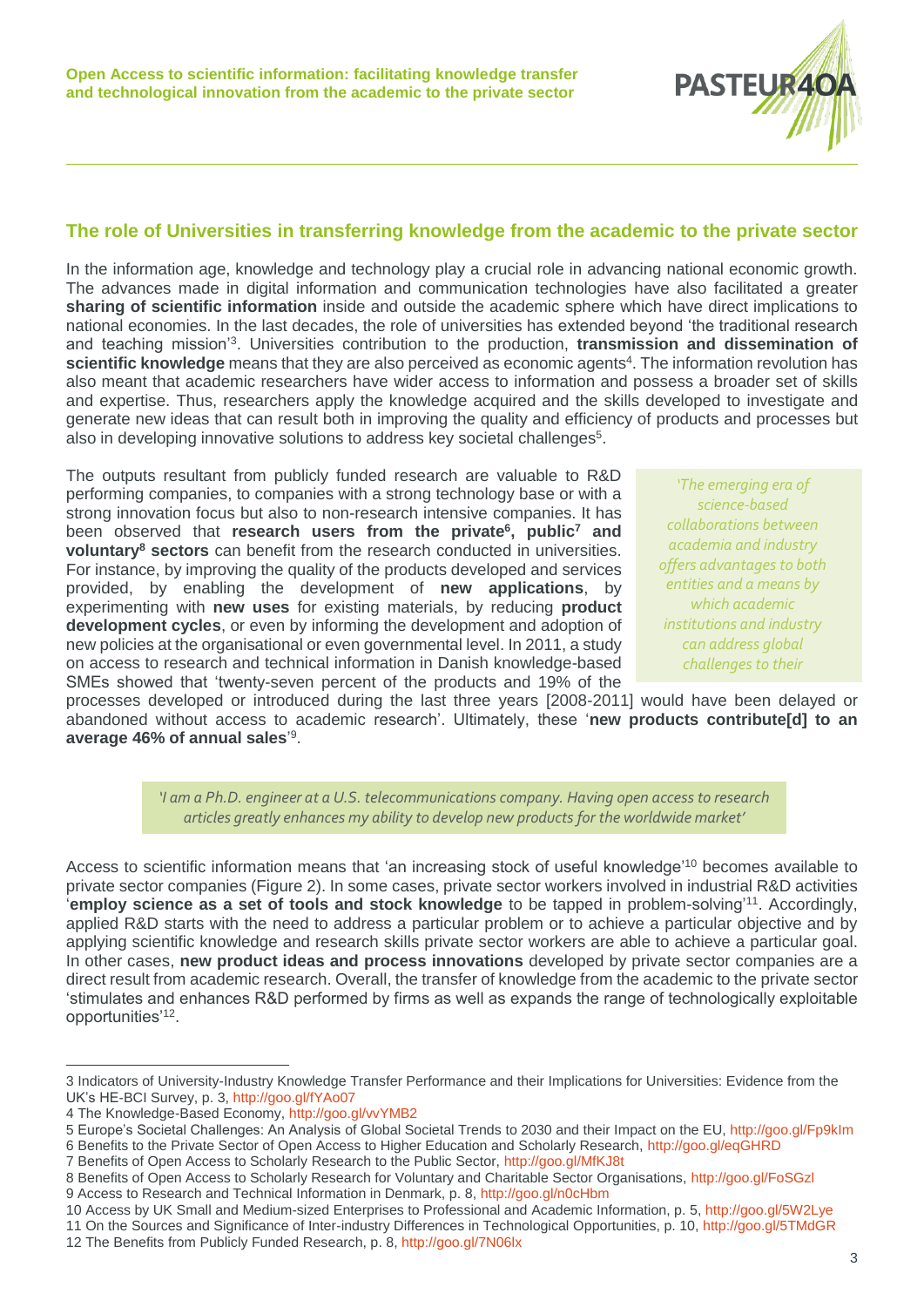## The role of Universities in transferring knowledge from the academic to the private sector

In the information age, knowledge and technology play a crucial role in advancing national economic growth. The advances made in digital information and communication technologies have also facilitated a greater **sharing of scientific information** inside and outside the academic sphere which have direct implications to national economies. In the last decades, the role of universities has extended beyond 'the traditional research and teaching mission'[3]. Universities contribution to the production, **transmission and dissemination of scientific knowledge** means that they are also perceived as economic agents[4]. The information revolution has also meant that academic researchers have wider access to information and possess a broader set of skills and expertise. Thus, researchers apply the knowledge acquired and the skills developed to investigate and generate new ideas that can result both in improving the quality and efficiency of products and processes but also in developing innovative solutions to address key societal challenges[5].

The outputs resultant from publicly funded research are valuable to R&D performing companies, to companies with a strong technology base or with a strong innovation focus but also to non-research intensive companies. It has been observed that **research users from the private[6], public[7] and voluntary[8] sectors** can benefit from the research conducted in universities. For instance, by improving the quality of the products developed and services provided, by enabling the development of **new applications**, by experimenting with **new uses** for existing materials, by reducing **product development cycles**, or even by informing the development and adoption of new policies at the organisational or even governmental level. In 2011, a study on access to research and technical information in Danish knowledge-based SMEs showed that 'twenty-seven percent of the products and 19% of the processes developed or introduced during the last three years [2008-2011] would have been delayed or abandoned without access to academic research'. Ultimately, these '**new products contribute[d] to an average 46% of annual sales**'[9].

> *'The emerging era of science-based collaborations between academia and industry offers advantages to both entities and a means by which academic institutions and industry can address global challenges to their*

> *'I am a Ph.D. engineer at a U.S. telecommunications company. Having open access to research articles greatly enhances my ability to develop new products for the worldwide market'*

Access to scientific information means that 'an increasing stock of useful knowledge'[10] becomes available to private sector companies (Figure 2). In some cases, private sector workers involved in industrial R&D activities '**employ science as a set of tools and stock knowledge** to be tapped in problem-solving'[11]. Accordingly, applied R&D starts with the need to address a particular problem or to achieve a particular objective and by applying scientific knowledge and research skills private sector workers are able to achieve a particular goal. In other cases, **new product ideas and process innovations** developed by private sector companies are a direct result from academic research. Overall, the transfer of knowledge from the academic to the private sector 'stimulates and enhances R&D performed by firms as well as expands the range of technologically exploitable opportunities'[12].

---

3 Indicators of University-Industry Knowledge Transfer Performance and their Implications for Universities: Evidence from the UK's HE-BCI Survey, p. 3, http://goo.gl/fYAo07
4 The Knowledge-Based Economy, http://goo.gl/vvYMB2
5 Europe's Societal Challenges: An Analysis of Global Societal Trends to 2030 and their Impact on the EU, http://goo.gl/Fp9kIm
6 Benefits to the Private Sector of Open Access to Higher Education and Scholarly Research, http://goo.gl/eqGHRD
7 Benefits of Open Access to Scholarly Research to the Public Sector, http://goo.gl/MfKJ8t
8 Benefits of Open Access to Scholarly Research for Voluntary and Charitable Sector Organisations, http://goo.gl/FoSGzl
9 Access to Research and Technical Information in Denmark, p. 8, http://goo.gl/n0cHbm
10 Access by UK Small and Medium-sized Enterprises to Professional and Academic Information, p. 5, http://goo.gl/5W2Lye
11 On the Sources and Significance of Inter-industry Differences in Technological Opportunities, p. 10, http://goo.gl/5TMdGR
12 The Benefits from Publicly Funded Research, p. 8, http://goo.gl/7N06lx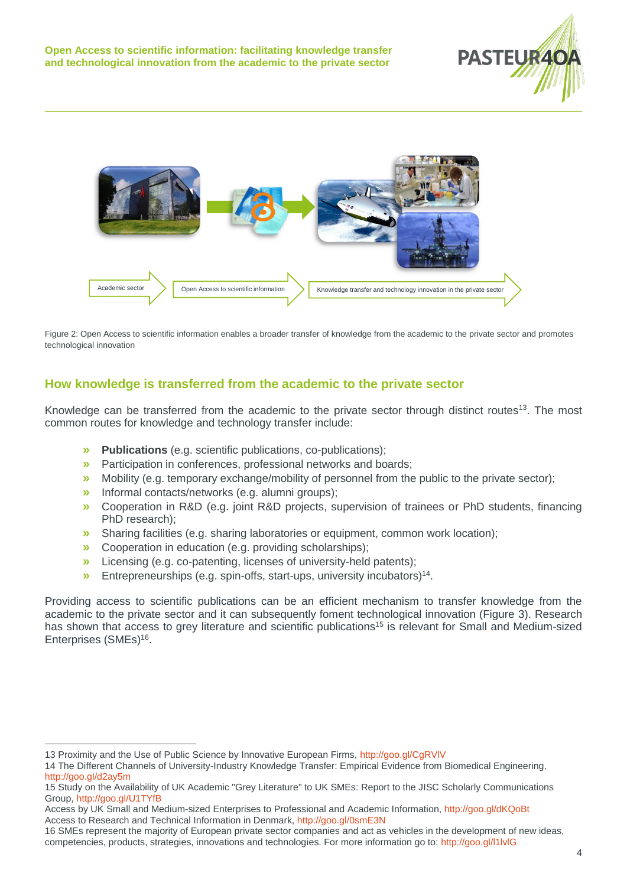Academic sector → Open Access to scientific information → Knowledge transfer and technology innovation in the private sector

Figure 2: Open Access to scientific information enables a broader transfer of knowledge from the academic to the private sector and promotes technological innovation

## How knowledge is transferred from the academic to the private sector

Knowledge can be transferred from the academic to the private sector through distinct routes[13]. The most common routes for knowledge and technology transfer include:

- **Publications** (e.g. scientific publications, co-publications);
- Participation in conferences, professional networks and boards;
- Mobility (e.g. temporary exchange/mobility of personnel from the public to the private sector);
- Informal contacts/networks (e.g. alumni groups);
- Cooperation in R&D (e.g. joint R&D projects, supervision of trainees or PhD students, financing PhD research);
- Sharing facilities (e.g. sharing laboratories or equipment, common work location);
- Cooperation in education (e.g. providing scholarships);
- Licensing (e.g. co-patenting, licenses of university-held patents);
- Entrepreneurships (e.g. spin-offs, start-ups, university incubators)[14].

Providing access to scientific publications can be an efficient mechanism to transfer knowledge from the academic to the private sector and it can subsequently foment technological innovation (Figure 3). Research has shown that access to grey literature and scientific publications[15] is relevant for Small and Medium-sized Enterprises (SMEs)[16].

---

13 Proximity and the Use of Public Science by Innovative European Firms, http://goo.gl/CgRVlV

14 The Different Channels of University-Industry Knowledge Transfer: Empirical Evidence from Biomedical Engineering, http://goo.gl/d2ay5m

15 Study on the Availability of UK Academic "Grey Literature" to UK SMEs: Report to the JISC Scholarly Communications Group, http://goo.gl/U1TYfB
Access by UK Small and Medium-sized Enterprises to Professional and Academic Information, http://goo.gl/dKQoBt
Access to Research and Technical Information in Denmark, http://goo.gl/0smE3N

16 SMEs represent the majority of European private sector companies and act as vehicles in the development of new ideas, competencies, products, strategies, innovations and technologies. For more information go to: http://goo.gl/I1lvlG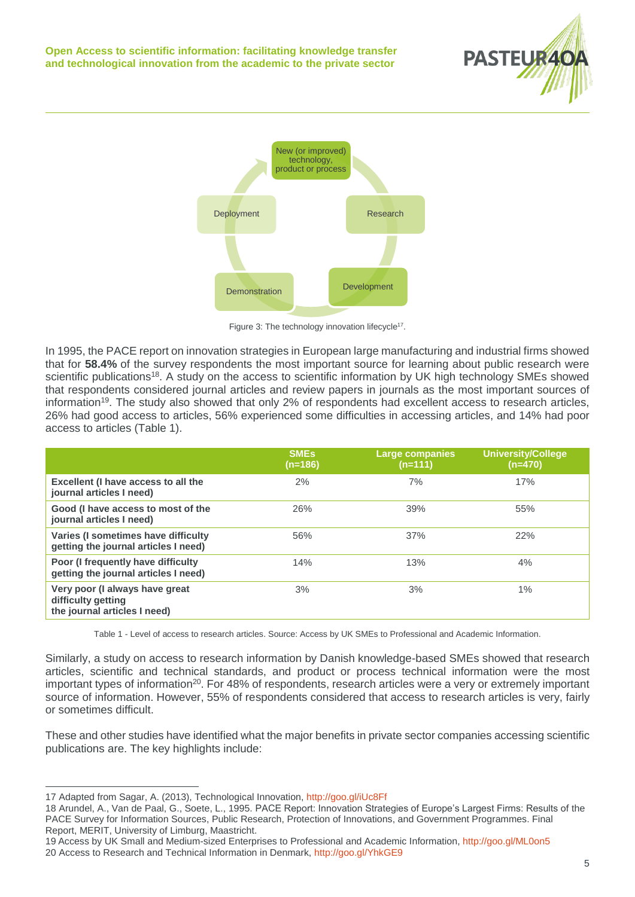Figure 3: The technology innovation lifecycle[17].

In 1995, the PACE report on innovation strategies in European large manufacturing and industrial firms showed that for **58.4%** of the survey respondents the most important source for learning about public research were scientific publications[18]. A study on the access to scientific information by UK high technology SMEs showed that respondents considered journal articles and review papers in journals as the most important sources of information[19]. The study also showed that only 2% of respondents had excellent access to research articles, 26% had good access to articles, 56% experienced some difficulties in accessing articles, and 14% had poor access to articles (Table 1).

| | SMEs (n=186) | Large companies (n=111) | University/College (n=470) |
|---|---|---|---|
| **Excellent (I have access to all the journal articles I need)** | 2% | 7% | 17% |
| **Good (I have access to most of the journal articles I need)** | 26% | 39% | 55% |
| **Varies (I sometimes have difficulty getting the journal articles I need)** | 56% | 37% | 22% |
| **Poor (I frequently have difficulty getting the journal articles I need)** | 14% | 13% | 4% |
| **Very poor (I always have great difficulty getting the journal articles I need)** | 3% | 3% | 1% |

Table 1 - Level of access to research articles. Source: Access by UK SMEs to Professional and Academic Information.

Similarly, a study on access to research information by Danish knowledge-based SMEs showed that research articles, scientific and technical standards, and product or process technical information were the most important types of information[20]. For 48% of respondents, research articles were a very or extremely important source of information. However, 55% of respondents considered that access to research articles is very, fairly or sometimes difficult.

These and other studies have identified what the major benefits in private sector companies accessing scientific publications are. The key highlights include:

---

17 Adapted from Sagar, A. (2013), Technological Innovation, http://goo.gl/iUc8Ff

18 Arundel, A., Van de Paal, G., Soete, L., 1995. PACE Report: Innovation Strategies of Europe's Largest Firms: Results of the PACE Survey for Information Sources, Public Research, Protection of Innovations, and Government Programmes. Final Report, MERIT, University of Limburg, Maastricht.

19 Access by UK Small and Medium-sized Enterprises to Professional and Academic Information, http://goo.gl/ML0on5

20 Access to Research and Technical Information in Denmark, http://goo.gl/YhkGE9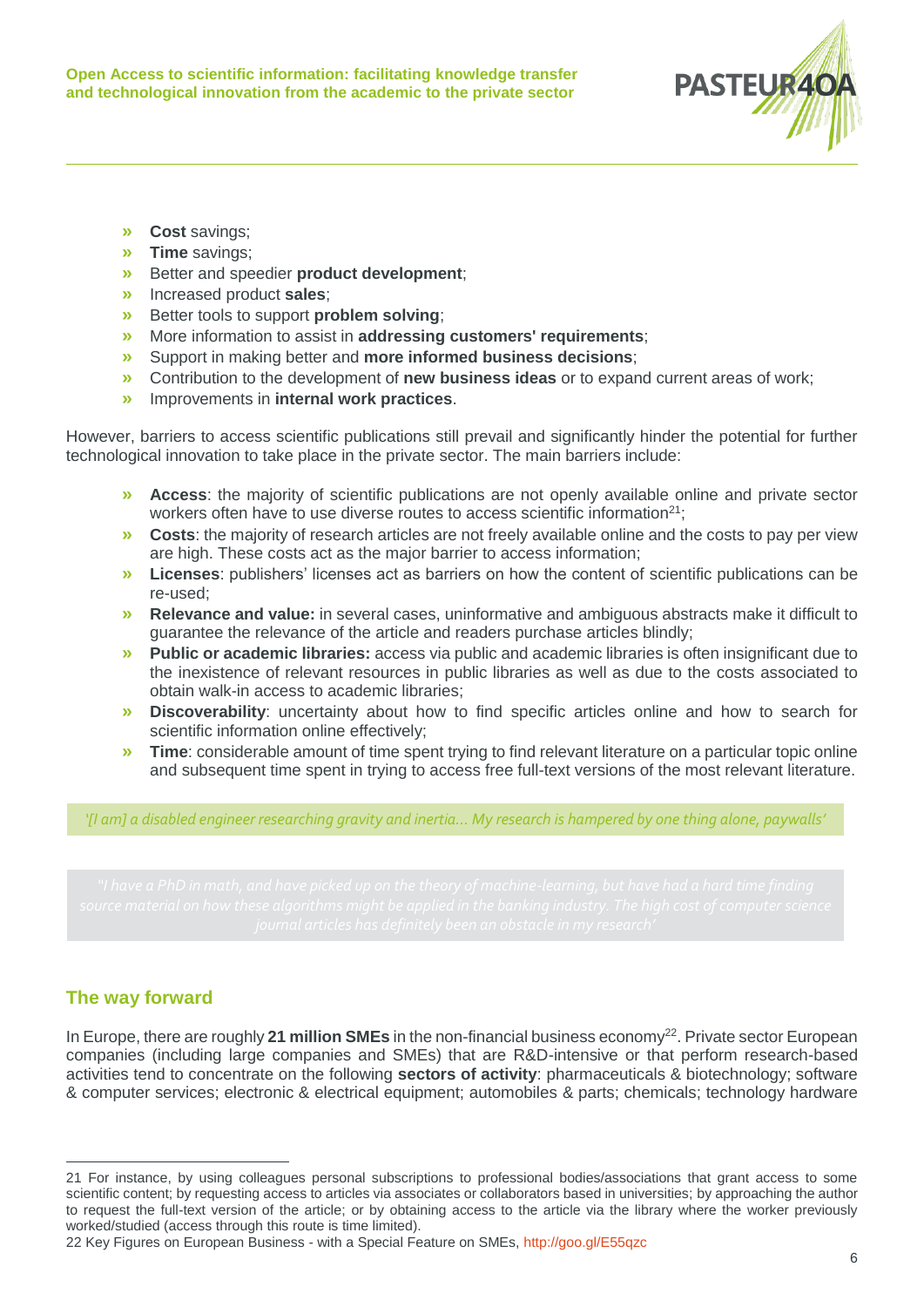- **Cost** savings;
- **Time** savings;
- Better and speedier **product development**;
- Increased product **sales**;
- Better tools to support **problem solving**;
- More information to assist in **addressing customers' requirements**;
- Support in making better and **more informed business decisions**;
- Contribution to the development of **new business ideas** or to expand current areas of work;
- Improvements in **internal work practices**.

However, barriers to access scientific publications still prevail and significantly hinder the potential for further technological innovation to take place in the private sector. The main barriers include:

- **Access**: the majority of scientific publications are not openly available online and private sector workers often have to use diverse routes to access scientific information[21];
- **Costs**: the majority of research articles are not freely available online and the costs to pay per view are high. These costs act as the major barrier to access information;
- **Licenses**: publishers' licenses act as barriers on how the content of scientific publications can be re-used;
- **Relevance and value:** in several cases, uninformative and ambiguous abstracts make it difficult to guarantee the relevance of the article and readers purchase articles blindly;
- **Public or academic libraries:** access via public and academic libraries is often insignificant due to the inexistence of relevant resources in public libraries as well as due to the costs associated to obtain walk-in access to academic libraries;
- **Discoverability**: uncertainty about how to find specific articles online and how to search for scientific information online effectively;
- **Time**: considerable amount of time spent trying to find relevant literature on a particular topic online and subsequent time spent in trying to access free full-text versions of the most relevant literature.

> *'[I am] a disabled engineer researching gravity and inertia… My research is hampered by one thing alone, paywalls'*

> *"I have a PhD in math, and have picked up on the theory of machine-learning, but have had a hard time finding source material on how these algorithms might be applied in the banking industry. The high cost of computer science journal articles has definitely been an obstacle in my research'*

## The way forward

In Europe, there are roughly **21 million SMEs** in the non-financial business economy[22]. Private sector European companies (including large companies and SMEs) that are R&D-intensive or that perform research-based activities tend to concentrate on the following **sectors of activity**: pharmaceuticals & biotechnology; software & computer services; electronic & electrical equipment; automobiles & parts; chemicals; technology hardware

---

21 For instance, by using colleagues personal subscriptions to professional bodies/associations that grant access to some scientific content; by requesting access to articles via associates or collaborators based in universities; by approaching the author to request the full-text version of the article; or by obtaining access to the article via the library where the worker previously worked/studied (access through this route is time limited).

22 Key Figures on European Business - with a Special Feature on SMEs, http://goo.gl/E55qzc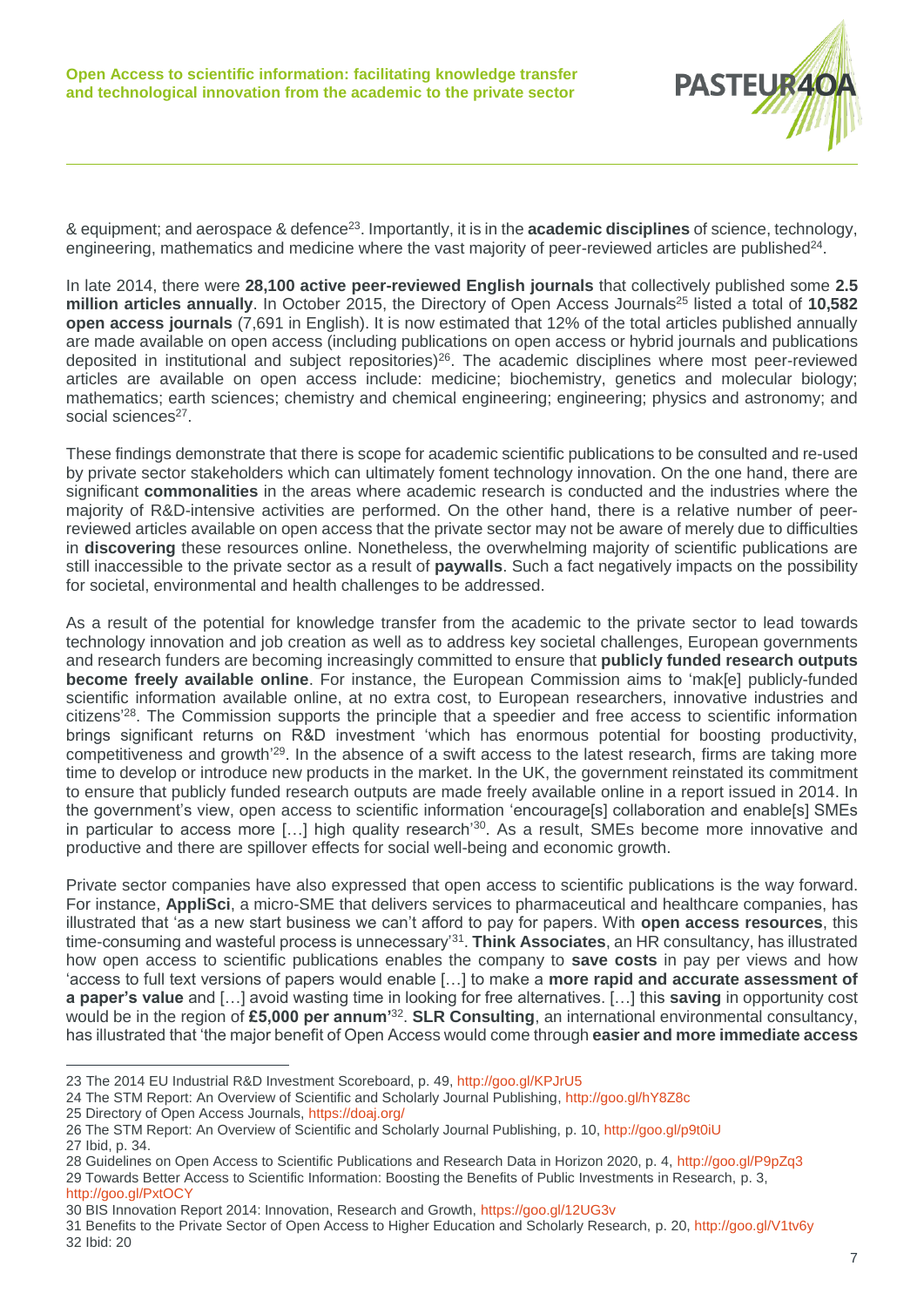& equipment; and aerospace & defence[23]. Importantly, it is in the **academic disciplines** of science, technology, engineering, mathematics and medicine where the vast majority of peer-reviewed articles are published[24].

In late 2014, there were **28,100 active peer-reviewed English journals** that collectively published some **2.5 million articles annually**. In October 2015, the Directory of Open Access Journals[25] listed a total of **10,582 open access journals** (7,691 in English). It is now estimated that 12% of the total articles published annually are made available on open access (including publications on open access or hybrid journals and publications deposited in institutional and subject repositories)[26]. The academic disciplines where most peer-reviewed articles are available on open access include: medicine; biochemistry, genetics and molecular biology; mathematics; earth sciences; chemistry and chemical engineering; engineering; physics and astronomy; and social sciences[27].

These findings demonstrate that there is scope for academic scientific publications to be consulted and re-used by private sector stakeholders which can ultimately foment technology innovation. On the one hand, there are significant **commonalities** in the areas where academic research is conducted and the industries where the majority of R&D-intensive activities are performed. On the other hand, there is a relative number of peer-reviewed articles available on open access that the private sector may not be aware of merely due to difficulties in **discovering** these resources online. Nonetheless, the overwhelming majority of scientific publications are still inaccessible to the private sector as a result of **paywalls**. Such a fact negatively impacts on the possibility for societal, environmental and health challenges to be addressed.

As a result of the potential for knowledge transfer from the academic to the private sector to lead towards technology innovation and job creation as well as to address key societal challenges, European governments and research funders are becoming increasingly committed to ensure that **publicly funded research outputs become freely available online**. For instance, the European Commission aims to 'mak[e] publicly-funded scientific information available online, at no extra cost, to European researchers, innovative industries and citizens'[28]. The Commission supports the principle that a speedier and free access to scientific information brings significant returns on R&D investment 'which has enormous potential for boosting productivity, competitiveness and growth'[29]. In the absence of a swift access to the latest research, firms are taking more time to develop or introduce new products in the market. In the UK, the government reinstated its commitment to ensure that publicly funded research outputs are made freely available online in a report issued in 2014. In the government's view, open access to scientific information 'encourage[s] collaboration and enable[s] SMEs in particular to access more […] high quality research'[30]. As a result, SMEs become more innovative and productive and there are spillover effects for social well-being and economic growth.

Private sector companies have also expressed that open access to scientific publications is the way forward. For instance, **AppliSci**, a micro-SME that delivers services to pharmaceutical and healthcare companies, has illustrated that 'as a new start business we can't afford to pay for papers. With **open access resources**, this time-consuming and wasteful process is unnecessary'[31]. **Think Associates**, an HR consultancy, has illustrated how open access to scientific publications enables the company to **save costs** in pay per views and how 'access to full text versions of papers would enable […] to make a **more rapid and accurate assessment of a paper's value** and […] avoid wasting time in looking for free alternatives. […] this **saving** in opportunity cost would be in the region of **£5,000 per annum'**[32]. **SLR Consulting**, an international environmental consultancy, has illustrated that 'the major benefit of Open Access would come through **easier and more immediate access**

---

23 The 2014 EU Industrial R&D Investment Scoreboard, p. 49, http://goo.gl/KPJrU5
24 The STM Report: An Overview of Scientific and Scholarly Journal Publishing, http://goo.gl/hY8Z8c
25 Directory of Open Access Journals, https://doaj.org/
26 The STM Report: An Overview of Scientific and Scholarly Journal Publishing, p. 10, http://goo.gl/p9t0iU
27 Ibid, p. 34.
28 Guidelines on Open Access to Scientific Publications and Research Data in Horizon 2020, p. 4, http://goo.gl/P9pZq3
29 Towards Better Access to Scientific Information: Boosting the Benefits of Public Investments in Research, p. 3, http://goo.gl/PxtOCY
30 BIS Innovation Report 2014: Innovation, Research and Growth, https://goo.gl/12UG3v
31 Benefits to the Private Sector of Open Access to Higher Education and Scholarly Research, p. 20, http://goo.gl/V1tv6y
32 Ibid: 20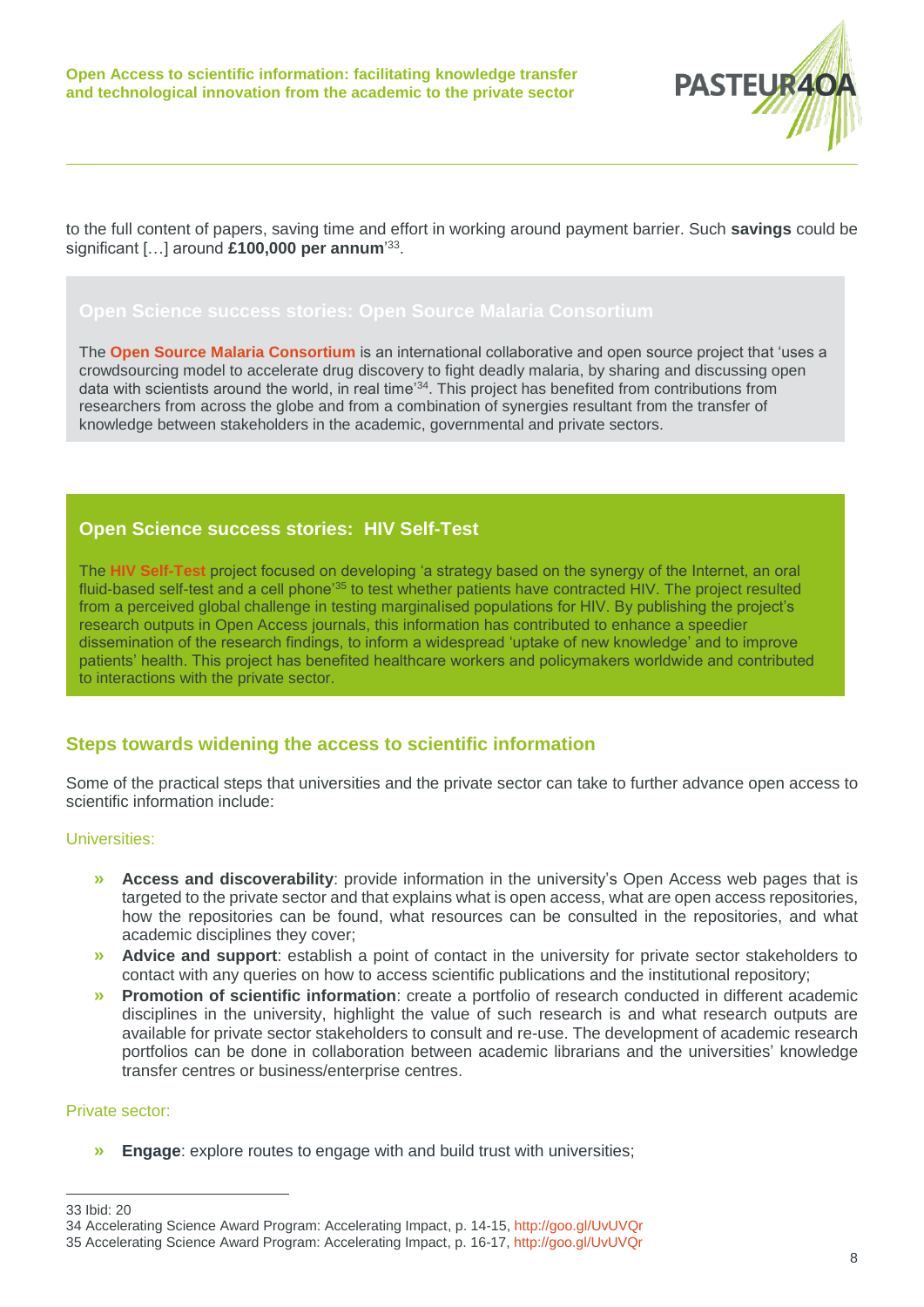to the full content of papers, saving time and effort in working around payment barrier. Such **savings** could be significant […] around **£100,000 per annum**'[33].

### Open Science success stories: Open Source Malaria Consortium

The **Open Source Malaria Consortium** is an international collaborative and open source project that 'uses a crowdsourcing model to accelerate drug discovery to fight deadly malaria, by sharing and discussing open data with scientists around the world, in real time'[34]. This project has benefited from contributions from researchers from across the globe and from a combination of synergies resultant from the transfer of knowledge between stakeholders in the academic, governmental and private sectors.

### Open Science success stories: HIV Self-Test

The **HIV Self-Test** project focused on developing 'a strategy based on the synergy of the Internet, an oral fluid-based self-test and a cell phone'[35] to test whether patients have contracted HIV. The project resulted from a perceived global challenge in testing marginalised populations for HIV. By publishing the project's research outputs in Open Access journals, this information has contributed to enhance a speedier dissemination of the research findings, to inform a widespread 'uptake of new knowledge' and to improve patients' health. This project has benefited healthcare workers and policymakers worldwide and contributed to interactions with the private sector.

## Steps towards widening the access to scientific information

Some of the practical steps that universities and the private sector can take to further advance open access to scientific information include:

Universities:

- **Access and discoverability**: provide information in the university's Open Access web pages that is targeted to the private sector and that explains what is open access, what are open access repositories, how the repositories can be found, what resources can be consulted in the repositories, and what academic disciplines they cover;
- **Advice and support**: establish a point of contact in the university for private sector stakeholders to contact with any queries on how to access scientific publications and the institutional repository;
- **Promotion of scientific information**: create a portfolio of research conducted in different academic disciplines in the university, highlight the value of such research is and what research outputs are available for private sector stakeholders to consult and re-use. The development of academic research portfolios can be done in collaboration between academic librarians and the universities' knowledge transfer centres or business/enterprise centres.

Private sector:

- **Engage**: explore routes to engage with and build trust with universities;

33 Ibid: 20
34 Accelerating Science Award Program: Accelerating Impact, p. 14-15, http://goo.gl/UvUVQr
35 Accelerating Science Award Program: Accelerating Impact, p. 16-17, http://goo.gl/UvUVQr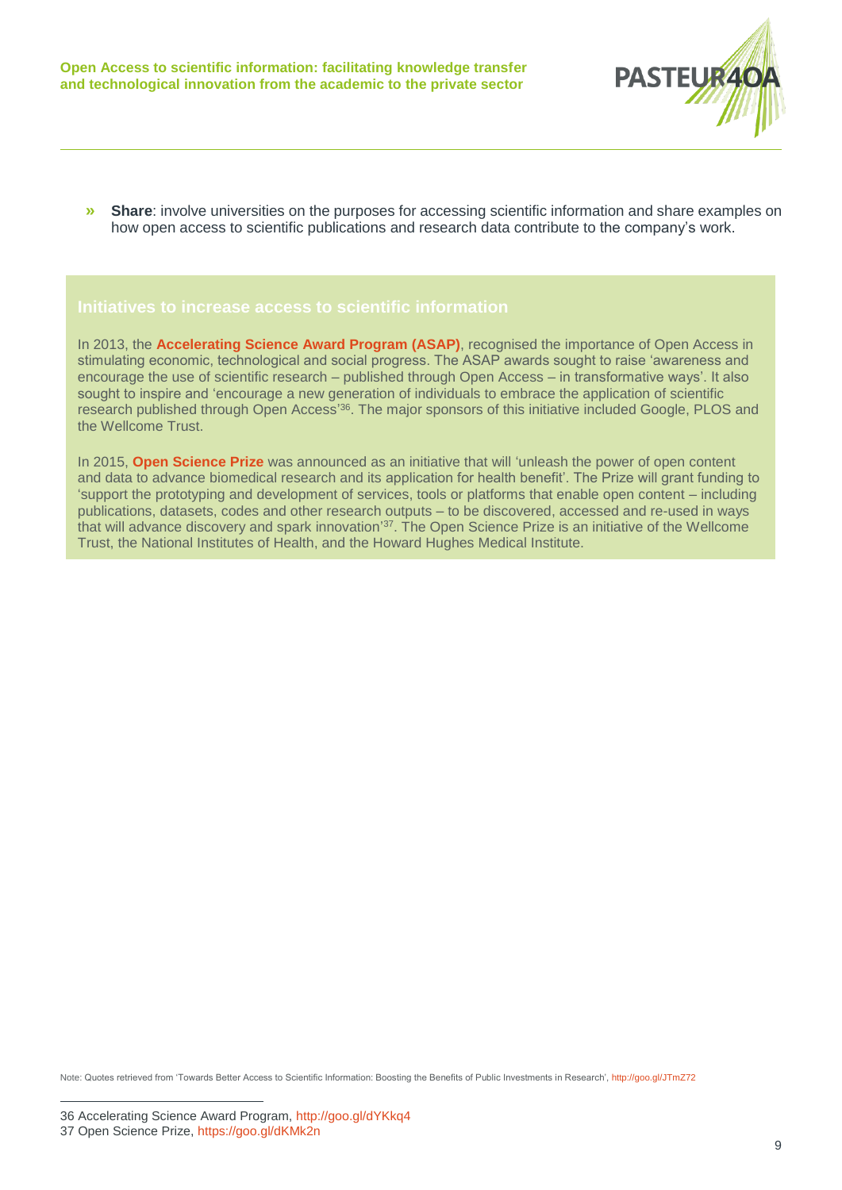- **Share**: involve universities on the purposes for accessing scientific information and share examples on how open access to scientific publications and research data contribute to the company's work.

### Initiatives to increase access to scientific information

In 2013, the **Accelerating Science Award Program (ASAP)**, recognised the importance of Open Access in stimulating economic, technological and social progress. The ASAP awards sought to raise 'awareness and encourage the use of scientific research – published through Open Access – in transformative ways'. It also sought to inspire and 'encourage a new generation of individuals to embrace the application of scientific research published through Open Access'[36]. The major sponsors of this initiative included Google, PLOS and the Wellcome Trust.

In 2015, **Open Science Prize** was announced as an initiative that will 'unleash the power of open content and data to advance biomedical research and its application for health benefit'. The Prize will grant funding to 'support the prototyping and development of services, tools or platforms that enable open content – including publications, datasets, codes and other research outputs – to be discovered, accessed and re-used in ways that will advance discovery and spark innovation'[37]. The Open Science Prize is an initiative of the Wellcome Trust, the National Institutes of Health, and the Howard Hughes Medical Institute.

Note: Quotes retrieved from 'Towards Better Access to Scientific Information: Boosting the Benefits of Public Investments in Research', http://goo.gl/JTmZ72

36 Accelerating Science Award Program, http://goo.gl/dYKkq4
37 Open Science Prize, https://goo.gl/dKMk2n